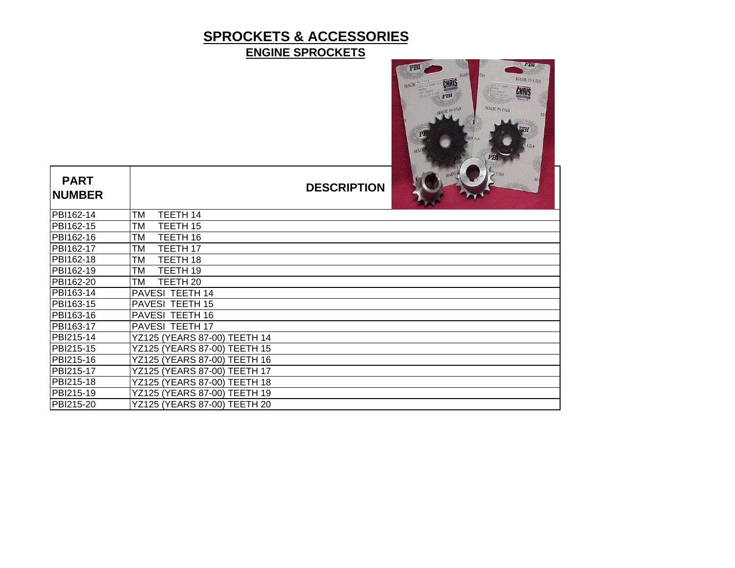# SPROCKETS & ACCESSORIES

## ENGINE SPROCKETS

| PART NUMBER | DESCRIPTION |
|---|---|
| PBI162-14 | TM TEETH 14 |
| PBI162-15 | TM TEETH 15 |
| PBI162-16 | TM TEETH 16 |
| PBI162-17 | TM TEETH 17 |
| PBI162-18 | TM TEETH 18 |
| PBI162-19 | TM TEETH 19 |
| PBI162-20 | TM TEETH 20 |
| PBI163-14 | PAVESI TEETH 14 |
| PBI163-15 | PAVESI TEETH 15 |
| PBI163-16 | PAVESI TEETH 16 |
| PBI163-17 | PAVESI TEETH 17 |
| PBI215-14 | YZ125 (YEARS 87-00) TEETH 14 |
| PBI215-15 | YZ125 (YEARS 87-00) TEETH 15 |
| PBI215-16 | YZ125 (YEARS 87-00) TEETH 16 |
| PBI215-17 | YZ125 (YEARS 87-00) TEETH 17 |
| PBI215-18 | YZ125 (YEARS 87-00) TEETH 18 |
| PBI215-19 | YZ125 (YEARS 87-00) TEETH 19 |
| PBI215-20 | YZ125 (YEARS 87-00) TEETH 20 |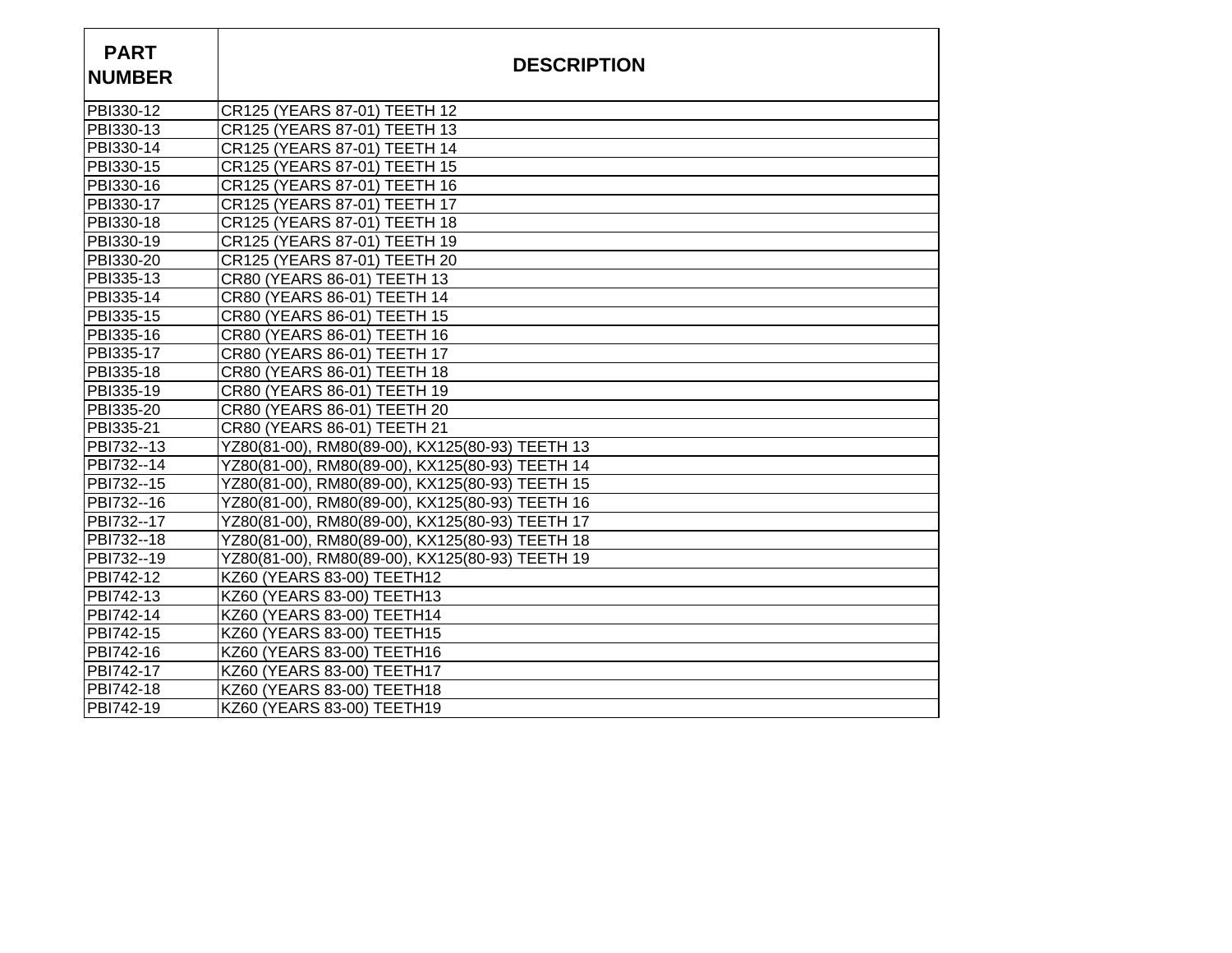| PART NUMBER | DESCRIPTION |
| --- | --- |
| PBI330-12 | CR125 (YEARS 87-01) TEETH 12 |
| PBI330-13 | CR125 (YEARS 87-01) TEETH 13 |
| PBI330-14 | CR125 (YEARS 87-01) TEETH 14 |
| PBI330-15 | CR125 (YEARS 87-01) TEETH 15 |
| PBI330-16 | CR125 (YEARS 87-01) TEETH 16 |
| PBI330-17 | CR125 (YEARS 87-01) TEETH 17 |
| PBI330-18 | CR125 (YEARS 87-01) TEETH 18 |
| PBI330-19 | CR125 (YEARS 87-01) TEETH 19 |
| PBI330-20 | CR125 (YEARS 87-01) TEETH 20 |
| PBI335-13 | CR80 (YEARS 86-01) TEETH 13 |
| PBI335-14 | CR80 (YEARS 86-01) TEETH 14 |
| PBI335-15 | CR80 (YEARS 86-01) TEETH 15 |
| PBI335-16 | CR80 (YEARS 86-01) TEETH 16 |
| PBI335-17 | CR80 (YEARS 86-01) TEETH 17 |
| PBI335-18 | CR80 (YEARS 86-01) TEETH 18 |
| PBI335-19 | CR80 (YEARS 86-01) TEETH 19 |
| PBI335-20 | CR80 (YEARS 86-01) TEETH 20 |
| PBI335-21 | CR80 (YEARS 86-01) TEETH 21 |
| PBI732--13 | YZ80(81-00), RM80(89-00), KX125(80-93) TEETH 13 |
| PBI732--14 | YZ80(81-00), RM80(89-00), KX125(80-93) TEETH 14 |
| PBI732--15 | YZ80(81-00), RM80(89-00), KX125(80-93) TEETH 15 |
| PBI732--16 | YZ80(81-00), RM80(89-00), KX125(80-93) TEETH 16 |
| PBI732--17 | YZ80(81-00), RM80(89-00), KX125(80-93) TEETH 17 |
| PBI732--18 | YZ80(81-00), RM80(89-00), KX125(80-93) TEETH 18 |
| PBI732--19 | YZ80(81-00), RM80(89-00), KX125(80-93) TEETH 19 |
| PBI742-12 | KZ60 (YEARS 83-00) TEETH12 |
| PBI742-13 | KZ60 (YEARS 83-00) TEETH13 |
| PBI742-14 | KZ60 (YEARS 83-00) TEETH14 |
| PBI742-15 | KZ60 (YEARS 83-00) TEETH15 |
| PBI742-16 | KZ60 (YEARS 83-00) TEETH16 |
| PBI742-17 | KZ60 (YEARS 83-00) TEETH17 |
| PBI742-18 | KZ60 (YEARS 83-00) TEETH18 |
| PBI742-19 | KZ60 (YEARS 83-00) TEETH19 |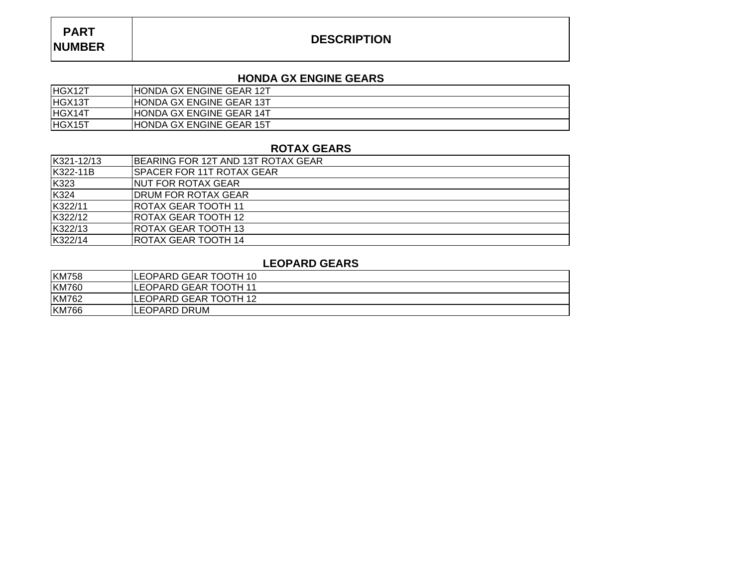| PART NUMBER | DESCRIPTION |
|---|---|

## HONDA GX ENGINE GEARS

| PART NUMBER | DESCRIPTION |
|---|---|
| HGX12T | HONDA GX ENGINE GEAR 12T |
| HGX13T | HONDA GX ENGINE GEAR 13T |
| HGX14T | HONDA GX ENGINE GEAR 14T |
| HGX15T | HONDA GX ENGINE GEAR 15T |

## ROTAX GEARS

| PART NUMBER | DESCRIPTION |
|---|---|
| K321-12/13 | BEARING FOR 12T AND 13T ROTAX GEAR |
| K322-11B | SPACER FOR 11T ROTAX GEAR |
| K323 | NUT FOR ROTAX GEAR |
| K324 | DRUM FOR ROTAX GEAR |
| K322/11 | ROTAX GEAR TOOTH 11 |
| K322/12 | ROTAX GEAR TOOTH 12 |
| K322/13 | ROTAX GEAR TOOTH 13 |
| K322/14 | ROTAX GEAR TOOTH 14 |

## LEOPARD GEARS

| PART NUMBER | DESCRIPTION |
|---|---|
| KM758 | LEOPARD GEAR TOOTH 10 |
| KM760 | LEOPARD GEAR TOOTH 11 |
| KM762 | LEOPARD GEAR TOOTH 12 |
| KM766 | LEOPARD DRUM |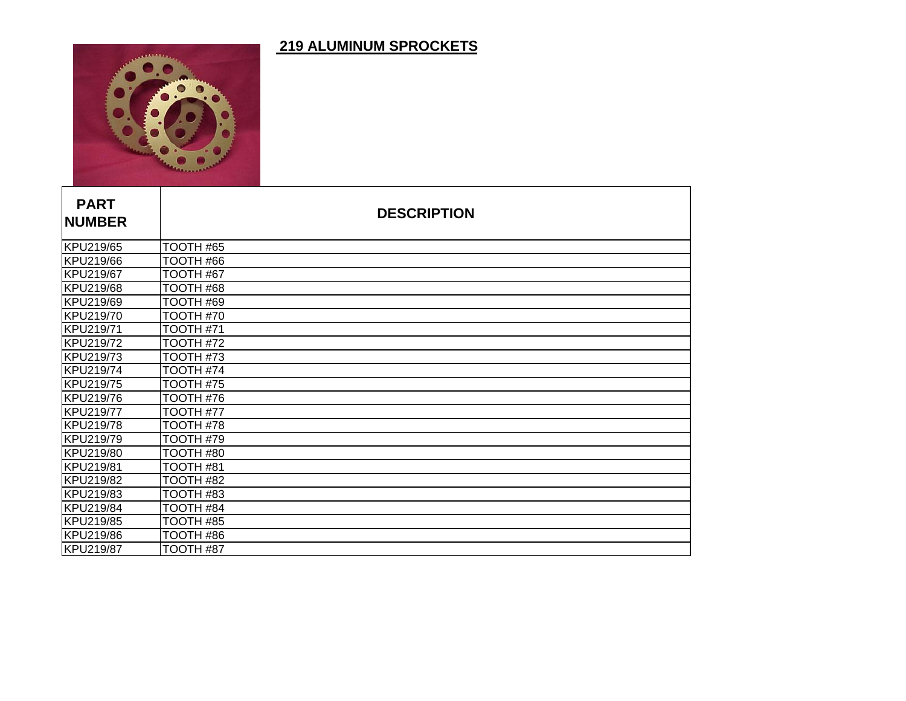## 219 ALUMINUM SPROCKETS

| PART NUMBER | DESCRIPTION |
|---|---|
| KPU219/65 | TOOTH #65 |
| KPU219/66 | TOOTH #66 |
| KPU219/67 | TOOTH #67 |
| KPU219/68 | TOOTH #68 |
| KPU219/69 | TOOTH #69 |
| KPU219/70 | TOOTH #70 |
| KPU219/71 | TOOTH #71 |
| KPU219/72 | TOOTH #72 |
| KPU219/73 | TOOTH #73 |
| KPU219/74 | TOOTH #74 |
| KPU219/75 | TOOTH #75 |
| KPU219/76 | TOOTH #76 |
| KPU219/77 | TOOTH #77 |
| KPU219/78 | TOOTH #78 |
| KPU219/79 | TOOTH #79 |
| KPU219/80 | TOOTH #80 |
| KPU219/81 | TOOTH #81 |
| KPU219/82 | TOOTH #82 |
| KPU219/83 | TOOTH #83 |
| KPU219/84 | TOOTH #84 |
| KPU219/85 | TOOTH #85 |
| KPU219/86 | TOOTH #86 |
| KPU219/87 | TOOTH #87 |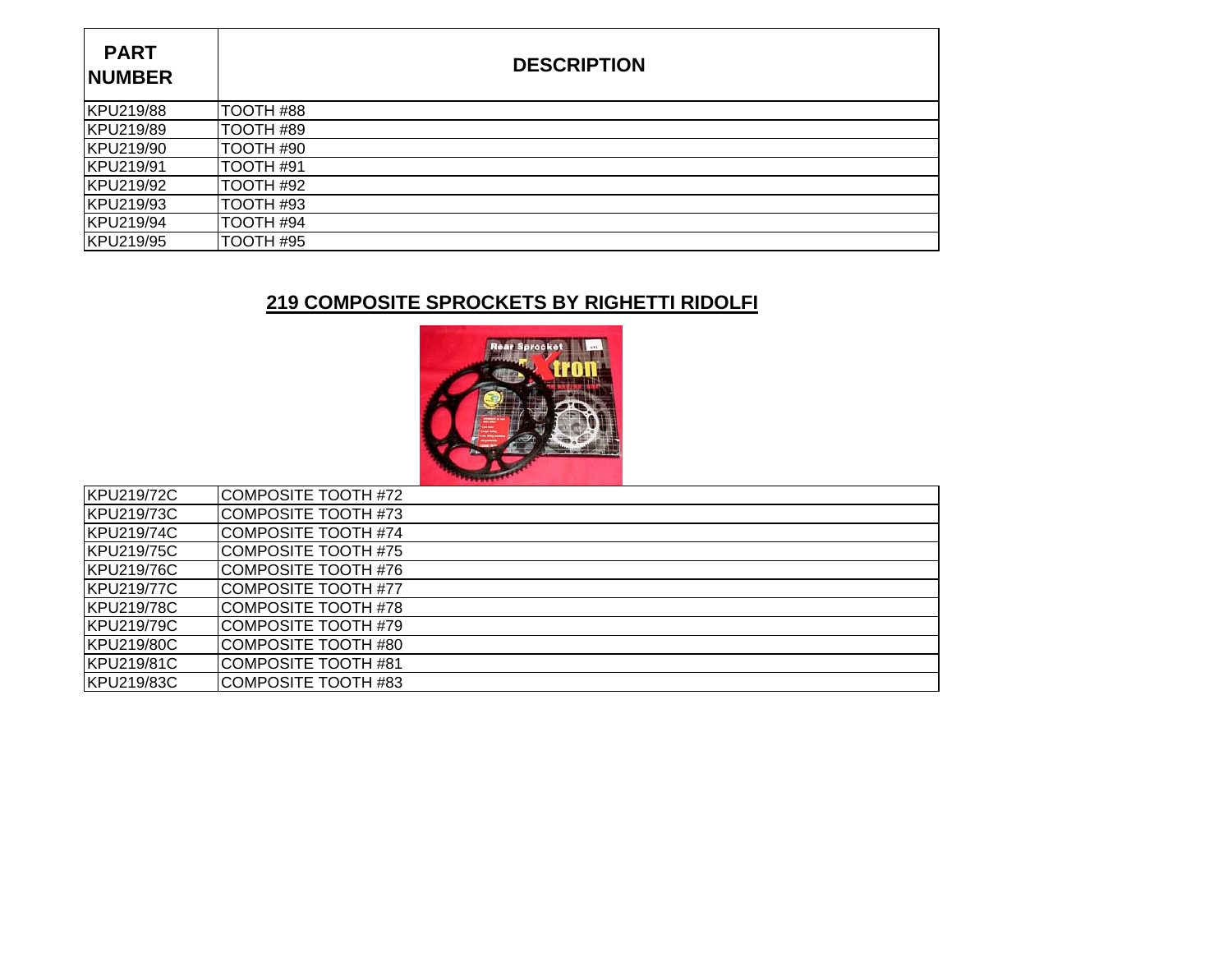| PART NUMBER | DESCRIPTION |
|---|---|
| KPU219/88 | TOOTH #88 |
| KPU219/89 | TOOTH #89 |
| KPU219/90 | TOOTH #90 |
| KPU219/91 | TOOTH #91 |
| KPU219/92 | TOOTH #92 |
| KPU219/93 | TOOTH #93 |
| KPU219/94 | TOOTH #94 |
| KPU219/95 | TOOTH #95 |

## 219 COMPOSITE SPROCKETS BY RIGHETTI RIDOLFI

| PART NUMBER | DESCRIPTION |
|---|---|
| KPU219/72C | COMPOSITE TOOTH #72 |
| KPU219/73C | COMPOSITE TOOTH #73 |
| KPU219/74C | COMPOSITE TOOTH #74 |
| KPU219/75C | COMPOSITE TOOTH #75 |
| KPU219/76C | COMPOSITE TOOTH #76 |
| KPU219/77C | COMPOSITE TOOTH #77 |
| KPU219/78C | COMPOSITE TOOTH #78 |
| KPU219/79C | COMPOSITE TOOTH #79 |
| KPU219/80C | COMPOSITE TOOTH #80 |
| KPU219/81C | COMPOSITE TOOTH #81 |
| KPU219/83C | COMPOSITE TOOTH #83 |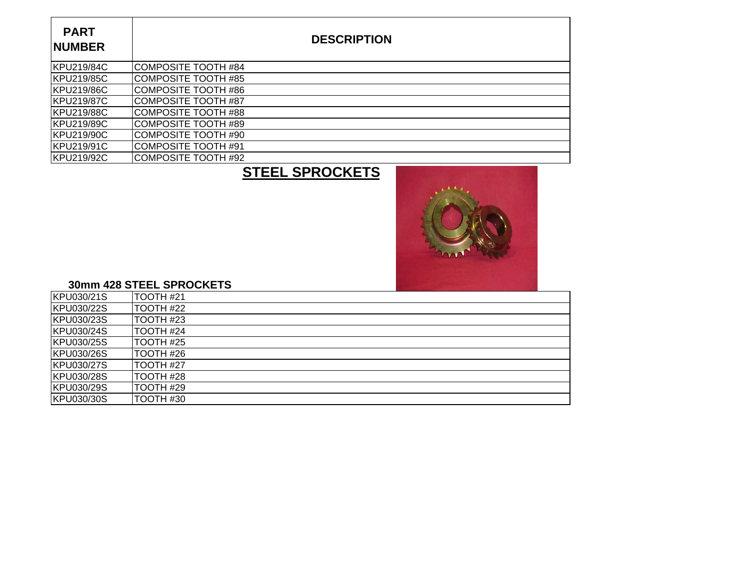| PART NUMBER | DESCRIPTION |
| --- | --- |
| KPU219/84C | COMPOSITE TOOTH #84 |
| KPU219/85C | COMPOSITE TOOTH #85 |
| KPU219/86C | COMPOSITE TOOTH #86 |
| KPU219/87C | COMPOSITE TOOTH #87 |
| KPU219/88C | COMPOSITE TOOTH #88 |
| KPU219/89C | COMPOSITE TOOTH #89 |
| KPU219/90C | COMPOSITE TOOTH #90 |
| KPU219/91C | COMPOSITE TOOTH #91 |
| KPU219/92C | COMPOSITE TOOTH #92 |

## STEEL SPROCKETS

### 30mm 428 STEEL SPROCKETS

| PART NUMBER | DESCRIPTION |
| --- | --- |
| KPU030/21S | TOOTH #21 |
| KPU030/22S | TOOTH #22 |
| KPU030/23S | TOOTH #23 |
| KPU030/24S | TOOTH #24 |
| KPU030/25S | TOOTH #25 |
| KPU030/26S | TOOTH #26 |
| KPU030/27S | TOOTH #27 |
| KPU030/28S | TOOTH #28 |
| KPU030/29S | TOOTH #29 |
| KPU030/30S | TOOTH #30 |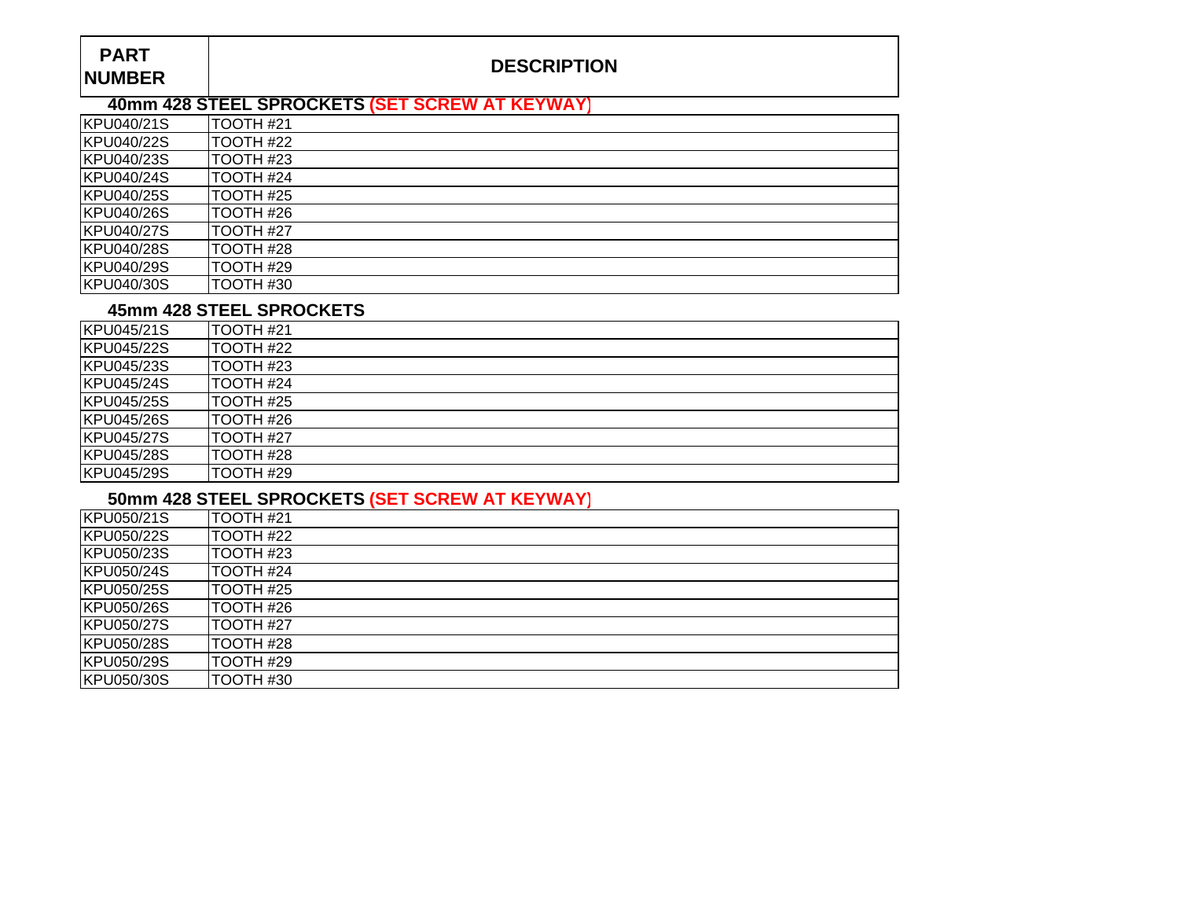| PART NUMBER | DESCRIPTION |
|---|---|

### 40mm 428 STEEL SPROCKETS (SET SCREW AT KEYWAY)

| PART NUMBER | DESCRIPTION |
|---|---|
| KPU040/21S | TOOTH #21 |
| KPU040/22S | TOOTH #22 |
| KPU040/23S | TOOTH #23 |
| KPU040/24S | TOOTH #24 |
| KPU040/25S | TOOTH #25 |
| KPU040/26S | TOOTH #26 |
| KPU040/27S | TOOTH #27 |
| KPU040/28S | TOOTH #28 |
| KPU040/29S | TOOTH #29 |
| KPU040/30S | TOOTH #30 |

### 45mm 428 STEEL SPROCKETS

| PART NUMBER | DESCRIPTION |
|---|---|
| KPU045/21S | TOOTH #21 |
| KPU045/22S | TOOTH #22 |
| KPU045/23S | TOOTH #23 |
| KPU045/24S | TOOTH #24 |
| KPU045/25S | TOOTH #25 |
| KPU045/26S | TOOTH #26 |
| KPU045/27S | TOOTH #27 |
| KPU045/28S | TOOTH #28 |
| KPU045/29S | TOOTH #29 |

### 50mm 428 STEEL SPROCKETS (SET SCREW AT KEYWAY)

| PART NUMBER | DESCRIPTION |
|---|---|
| KPU050/21S | TOOTH #21 |
| KPU050/22S | TOOTH #22 |
| KPU050/23S | TOOTH #23 |
| KPU050/24S | TOOTH #24 |
| KPU050/25S | TOOTH #25 |
| KPU050/26S | TOOTH #26 |
| KPU050/27S | TOOTH #27 |
| KPU050/28S | TOOTH #28 |
| KPU050/29S | TOOTH #29 |
| KPU050/30S | TOOTH #30 |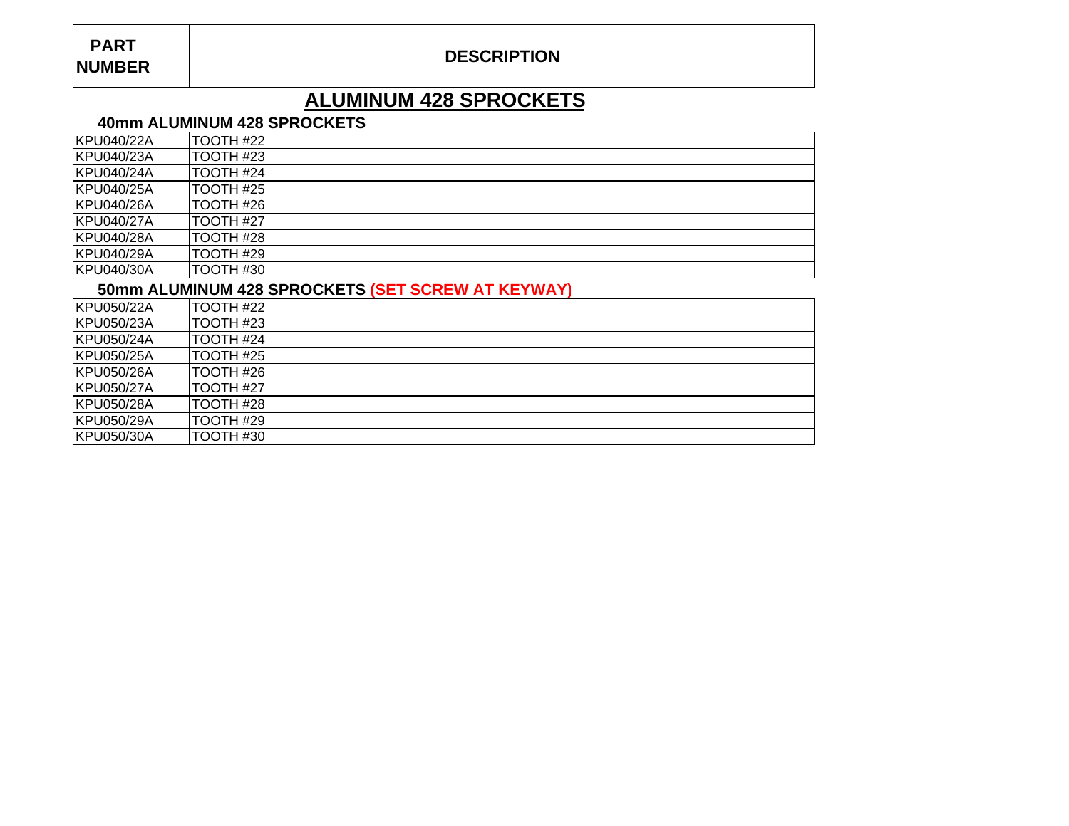| PART NUMBER | DESCRIPTION |
|---|---|

# ALUMINUM 428 SPROCKETS

## 40mm ALUMINUM 428 SPROCKETS

| PART NUMBER | DESCRIPTION |
|---|---|
| KPU040/22A | TOOTH #22 |
| KPU040/23A | TOOTH #23 |
| KPU040/24A | TOOTH #24 |
| KPU040/25A | TOOTH #25 |
| KPU040/26A | TOOTH #26 |
| KPU040/27A | TOOTH #27 |
| KPU040/28A | TOOTH #28 |
| KPU040/29A | TOOTH #29 |
| KPU040/30A | TOOTH #30 |

## 50mm ALUMINUM 428 SPROCKETS (SET SCREW AT KEYWAY)

| PART NUMBER | DESCRIPTION |
|---|---|
| KPU050/22A | TOOTH #22 |
| KPU050/23A | TOOTH #23 |
| KPU050/24A | TOOTH #24 |
| KPU050/25A | TOOTH #25 |
| KPU050/26A | TOOTH #26 |
| KPU050/27A | TOOTH #27 |
| KPU050/28A | TOOTH #28 |
| KPU050/29A | TOOTH #29 |
| KPU050/30A | TOOTH #30 |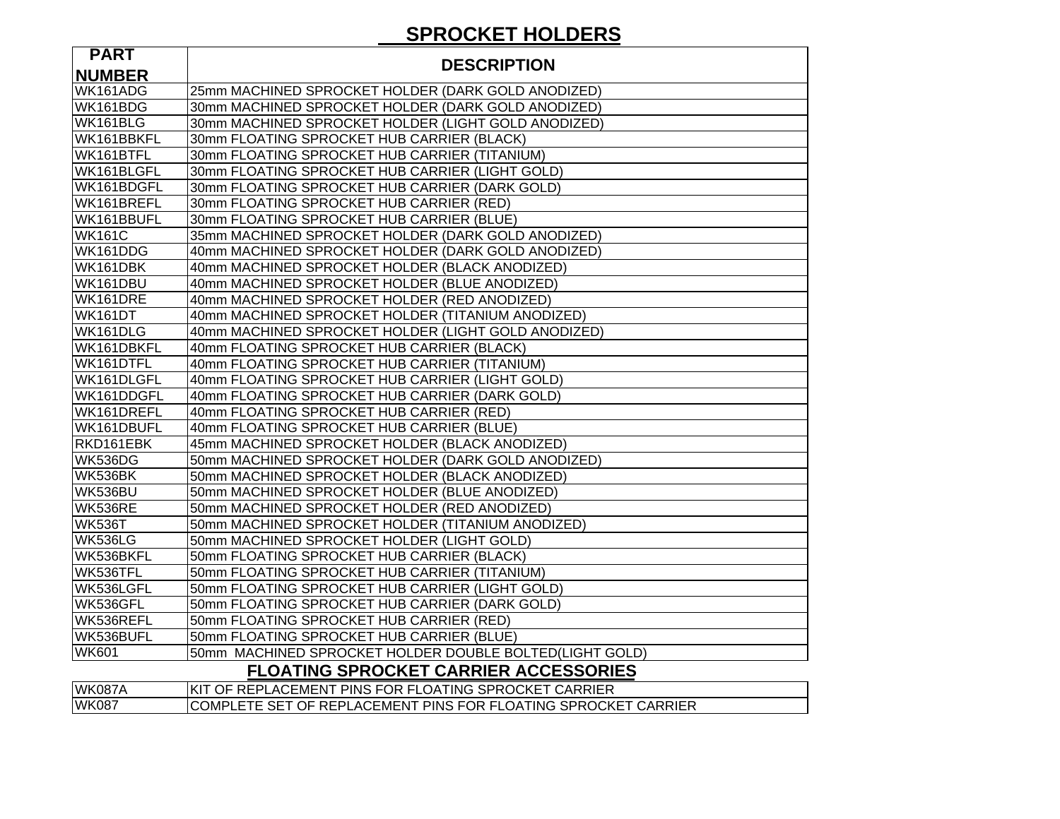# SPROCKET HOLDERS

| PART NUMBER | DESCRIPTION |
|---|---|
| WK161ADG | 25mm MACHINED SPROCKET HOLDER (DARK GOLD ANODIZED) |
| WK161BDG | 30mm MACHINED SPROCKET HOLDER (DARK GOLD ANODIZED) |
| WK161BLG | 30mm MACHINED SPROCKET HOLDER (LIGHT GOLD ANODIZED) |
| WK161BBKFL | 30mm FLOATING SPROCKET HUB CARRIER (BLACK) |
| WK161BTFL | 30mm FLOATING SPROCKET HUB CARRIER (TITANIUM) |
| WK161BLGFL | 30mm FLOATING SPROCKET HUB CARRIER (LIGHT GOLD) |
| WK161BDGFL | 30mm FLOATING SPROCKET HUB CARRIER (DARK GOLD) |
| WK161BREFL | 30mm FLOATING SPROCKET HUB CARRIER (RED) |
| WK161BBUFL | 30mm FLOATING SPROCKET HUB CARRIER (BLUE) |
| WK161C | 35mm MACHINED SPROCKET HOLDER (DARK GOLD ANODIZED) |
| WK161DDG | 40mm MACHINED SPROCKET HOLDER (DARK GOLD ANODIZED) |
| WK161DBK | 40mm MACHINED SPROCKET HOLDER (BLACK ANODIZED) |
| WK161DBU | 40mm MACHINED SPROCKET HOLDER (BLUE ANODIZED) |
| WK161DRE | 40mm MACHINED SPROCKET HOLDER (RED ANODIZED) |
| WK161DT | 40mm MACHINED SPROCKET HOLDER (TITANIUM ANODIZED) |
| WK161DLG | 40mm MACHINED SPROCKET HOLDER (LIGHT GOLD ANODIZED) |
| WK161DBKFL | 40mm FLOATING SPROCKET HUB CARRIER (BLACK) |
| WK161DTFL | 40mm FLOATING SPROCKET HUB CARRIER (TITANIUM) |
| WK161DLGFL | 40mm FLOATING SPROCKET HUB CARRIER (LIGHT GOLD) |
| WK161DDGFL | 40mm FLOATING SPROCKET HUB CARRIER (DARK GOLD) |
| WK161DREFL | 40mm FLOATING SPROCKET HUB CARRIER (RED) |
| WK161DBUFL | 40mm FLOATING SPROCKET HUB CARRIER (BLUE) |
| RKD161EBK | 45mm MACHINED SPROCKET HOLDER (BLACK ANODIZED) |
| WK536DG | 50mm MACHINED SPROCKET HOLDER (DARK GOLD ANODIZED) |
| WK536BK | 50mm MACHINED SPROCKET HOLDER (BLACK ANODIZED) |
| WK536BU | 50mm MACHINED SPROCKET HOLDER (BLUE ANODIZED) |
| WK536RE | 50mm MACHINED SPROCKET HOLDER (RED ANODIZED) |
| WK536T | 50mm MACHINED SPROCKET HOLDER (TITANIUM ANODIZED) |
| WK536LG | 50mm MACHINED SPROCKET HOLDER (LIGHT GOLD) |
| WK536BKFL | 50mm FLOATING SPROCKET HUB CARRIER (BLACK) |
| WK536TFL | 50mm FLOATING SPROCKET HUB CARRIER (TITANIUM) |
| WK536LGFL | 50mm FLOATING SPROCKET HUB CARRIER (LIGHT GOLD) |
| WK536GFL | 50mm FLOATING SPROCKET HUB CARRIER (DARK GOLD) |
| WK536REFL | 50mm FLOATING SPROCKET HUB CARRIER (RED) |
| WK536BUFL | 50mm FLOATING SPROCKET HUB CARRIER (BLUE) |
| WK601 | 50mm MACHINED SPROCKET HOLDER DOUBLE BOLTED(LIGHT GOLD) |

## FLOATING SPROCKET CARRIER ACCESSORIES

| | |
|---|---|
| WK087A | KIT OF REPLACEMENT PINS FOR FLOATING SPROCKET CARRIER |
| WK087 | COMPLETE SET OF REPLACEMENT PINS FOR FLOATING SPROCKET CARRIER |